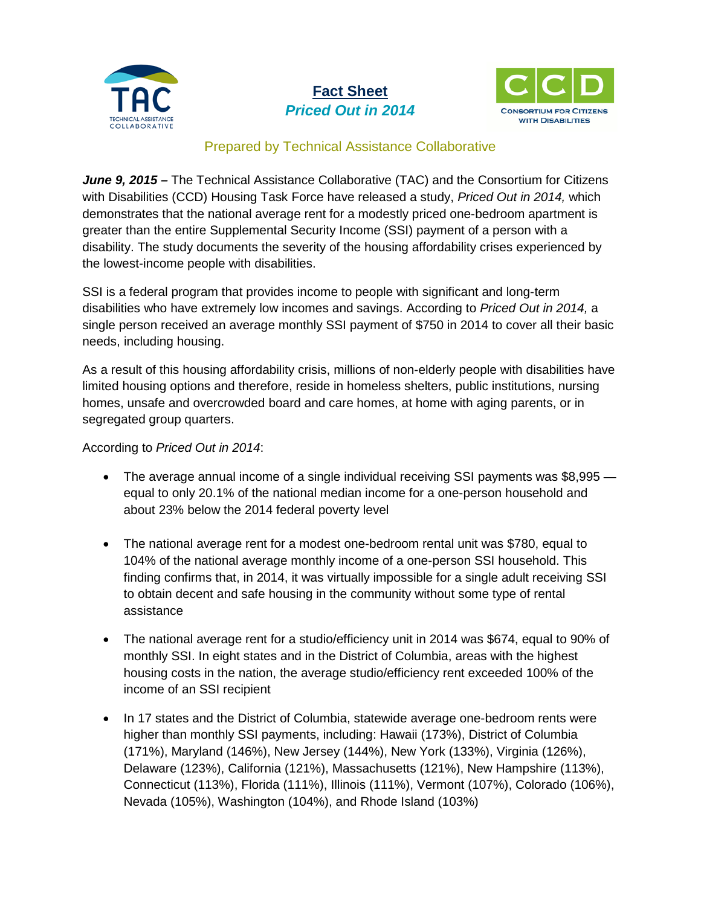# Fact Sheet

## *Priced Out in 2014*

Prepared by Technical Assistance Collaborative

***June 9, 2015 –*** The Technical Assistance Collaborative (TAC) and the Consortium for Citizens with Disabilities (CCD) Housing Task Force have released a study, *Priced Out in 2014,* which demonstrates that the national average rent for a modestly priced one-bedroom apartment is greater than the entire Supplemental Security Income (SSI) payment of a person with a disability. The study documents the severity of the housing affordability crises experienced by the lowest-income people with disabilities.

SSI is a federal program that provides income to people with significant and long-term disabilities who have extremely low incomes and savings. According to *Priced Out in 2014,* a single person received an average monthly SSI payment of $750 in 2014 to cover all their basic needs, including housing.

As a result of this housing affordability crisis, millions of non-elderly people with disabilities have limited housing options and therefore, reside in homeless shelters, public institutions, nursing homes, unsafe and overcrowded board and care homes, at home with aging parents, or in segregated group quarters.

According to *Priced Out in 2014*:

- The average annual income of a single individual receiving SSI payments was $8,995 — equal to only 20.1% of the national median income for a one-person household and about 23% below the 2014 federal poverty level

- The national average rent for a modest one-bedroom rental unit was $780, equal to 104% of the national average monthly income of a one-person SSI household. This finding confirms that, in 2014, it was virtually impossible for a single adult receiving SSI to obtain decent and safe housing in the community without some type of rental assistance

- The national average rent for a studio/efficiency unit in 2014 was $674, equal to 90% of monthly SSI. In eight states and in the District of Columbia, areas with the highest housing costs in the nation, the average studio/efficiency rent exceeded 100% of the income of an SSI recipient

- In 17 states and the District of Columbia, statewide average one-bedroom rents were higher than monthly SSI payments, including: Hawaii (173%), District of Columbia (171%), Maryland (146%), New Jersey (144%), New York (133%), Virginia (126%), Delaware (123%), California (121%), Massachusetts (121%), New Hampshire (113%), Connecticut (113%), Florida (111%), Illinois (111%), Vermont (107%), Colorado (106%), Nevada (105%), Washington (104%), and Rhode Island (103%)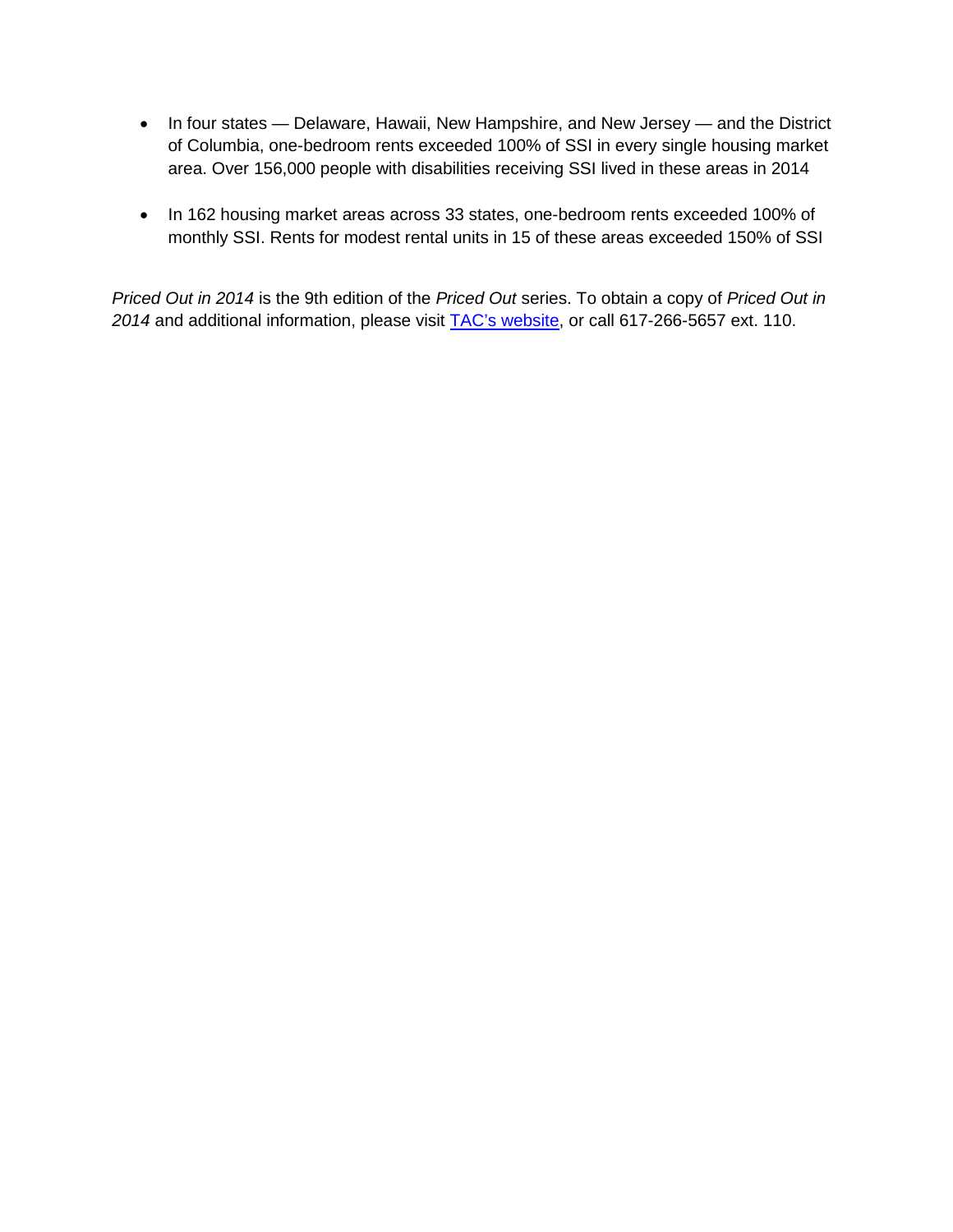- In four states — Delaware, Hawaii, New Hampshire, and New Jersey — and the District of Columbia, one-bedroom rents exceeded 100% of SSI in every single housing market area. Over 156,000 people with disabilities receiving SSI lived in these areas in 2014

- In 162 housing market areas across 33 states, one-bedroom rents exceeded 100% of monthly SSI. Rents for modest rental units in 15 of these areas exceeded 150% of SSI

*Priced Out in 2014* is the 9th edition of the *Priced Out* series. To obtain a copy of *Priced Out in 2014* and additional information, please visit TAC's website, or call 617-266-5657 ext. 110.